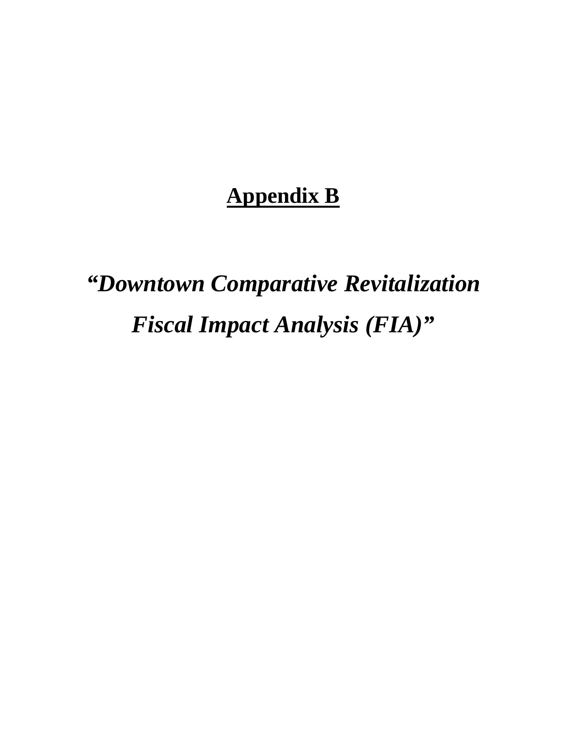# **<u>Appendix B</u>**

## ***"Downtown Comparative Revitalization Fiscal Impact Analysis (FIA)"***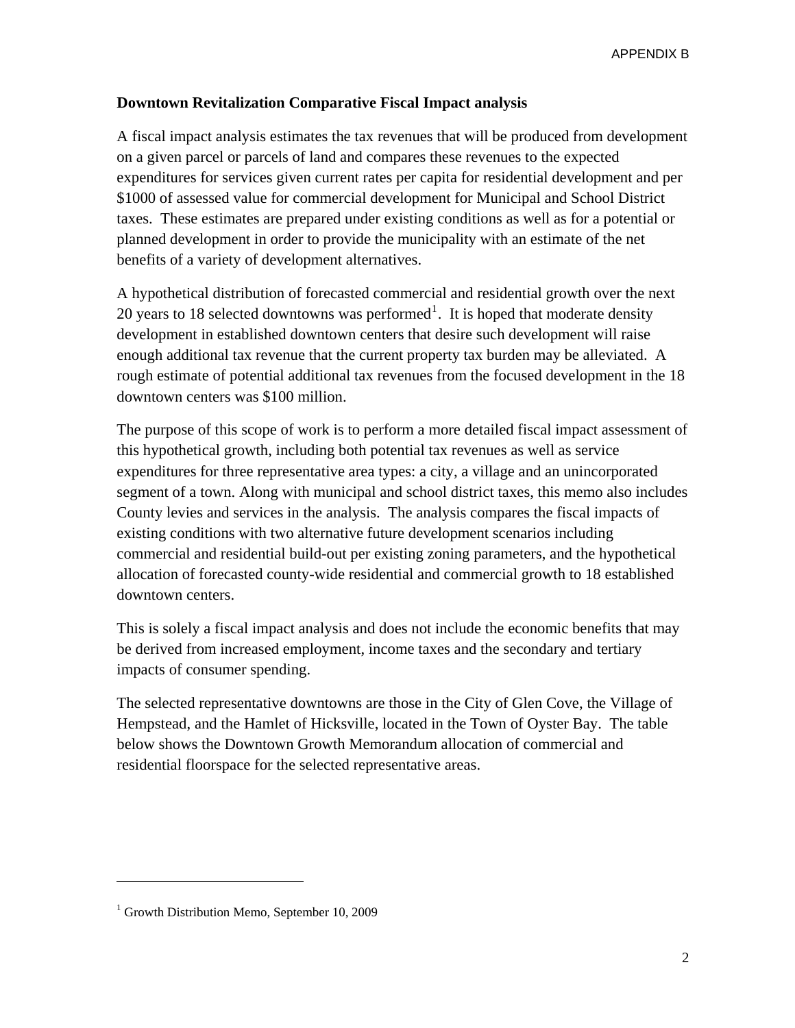**Downtown Revitalization Comparative Fiscal Impact analysis**

A fiscal impact analysis estimates the tax revenues that will be produced from development on a given parcel or parcels of land and compares these revenues to the expected expenditures for services given current rates per capita for residential development and per $1000 of assessed value for commercial development for Municipal and School District taxes. These estimates are prepared under existing conditions as well as for a potential or planned development in order to provide the municipality with an estimate of the net benefits of a variety of development alternatives.

A hypothetical distribution of forecasted commercial and residential growth over the next 20 years to 18 selected downtowns was performed[1]. It is hoped that moderate density development in established downtown centers that desire such development will raise enough additional tax revenue that the current property tax burden may be alleviated. A rough estimate of potential additional tax revenues from the focused development in the 18 downtown centers was $100 million.

The purpose of this scope of work is to perform a more detailed fiscal impact assessment of this hypothetical growth, including both potential tax revenues as well as service expenditures for three representative area types: a city, a village and an unincorporated segment of a town. Along with municipal and school district taxes, this memo also includes County levies and services in the analysis. The analysis compares the fiscal impacts of existing conditions with two alternative future development scenarios including commercial and residential build-out per existing zoning parameters, and the hypothetical allocation of forecasted county-wide residential and commercial growth to 18 established downtown centers.

This is solely a fiscal impact analysis and does not include the economic benefits that may be derived from increased employment, income taxes and the secondary and tertiary impacts of consumer spending.

The selected representative downtowns are those in the City of Glen Cove, the Village of Hempstead, and the Hamlet of Hicksville, located in the Town of Oyster Bay. The table below shows the Downtown Growth Memorandum allocation of commercial and residential floorspace for the selected representative areas.

[1] Growth Distribution Memo, September 10, 2009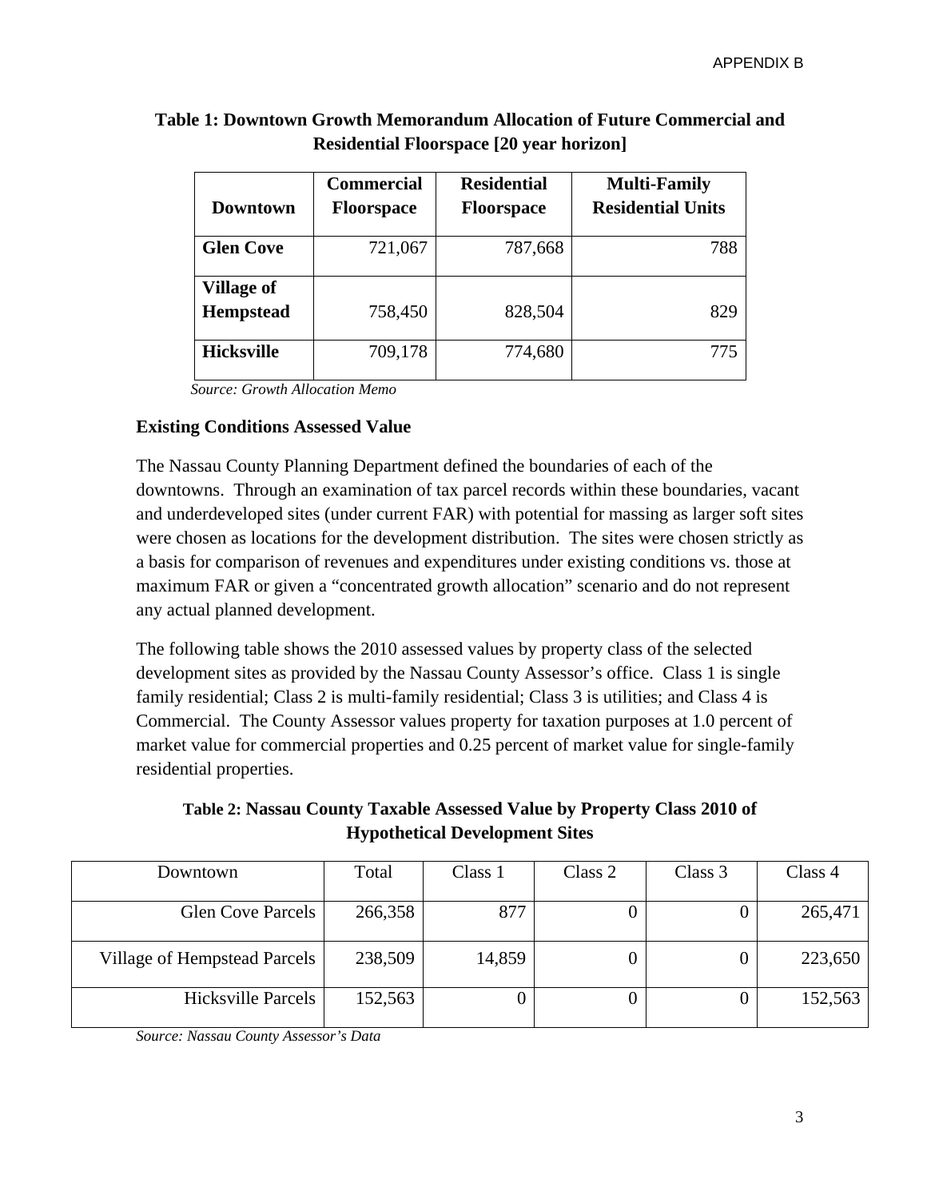**Table 1: Downtown Growth Memorandum Allocation of Future Commercial and Residential Floorspace [20 year horizon]**

| Downtown | Commercial Floorspace | Residential Floorspace | Multi-Family Residential Units |
|---|---|---|---|
| **Glen Cove** | 721,067 | 787,668 | 788 |
| **Village of Hempstead** | 758,450 | 828,504 | 829 |
| **Hicksville** | 709,178 | 774,680 | 775 |

*Source: Growth Allocation Memo*

**Existing Conditions Assessed Value**

The Nassau County Planning Department defined the boundaries of each of the downtowns. Through an examination of tax parcel records within these boundaries, vacant and underdeveloped sites (under current FAR) with potential for massing as larger soft sites were chosen as locations for the development distribution. The sites were chosen strictly as a basis for comparison of revenues and expenditures under existing conditions vs. those at maximum FAR or given a "concentrated growth allocation" scenario and do not represent any actual planned development.

The following table shows the 2010 assessed values by property class of the selected development sites as provided by the Nassau County Assessor's office. Class 1 is single family residential; Class 2 is multi-family residential; Class 3 is utilities; and Class 4 is Commercial. The County Assessor values property for taxation purposes at 1.0 percent of market value for commercial properties and 0.25 percent of market value for single-family residential properties.

**Table 2: Nassau County Taxable Assessed Value by Property Class 2010 of Hypothetical Development Sites**

| Downtown | Total | Class 1 | Class 2 | Class 3 | Class 4 |
|---|---|---|---|---|---|
| Glen Cove Parcels | 266,358 | 877 | 0 | 0 | 265,471 |
| Village of Hempstead Parcels | 238,509 | 14,859 | 0 | 0 | 223,650 |
| Hicksville Parcels | 152,563 | 0 | 0 | 0 | 152,563 |

*Source: Nassau County Assessor's Data*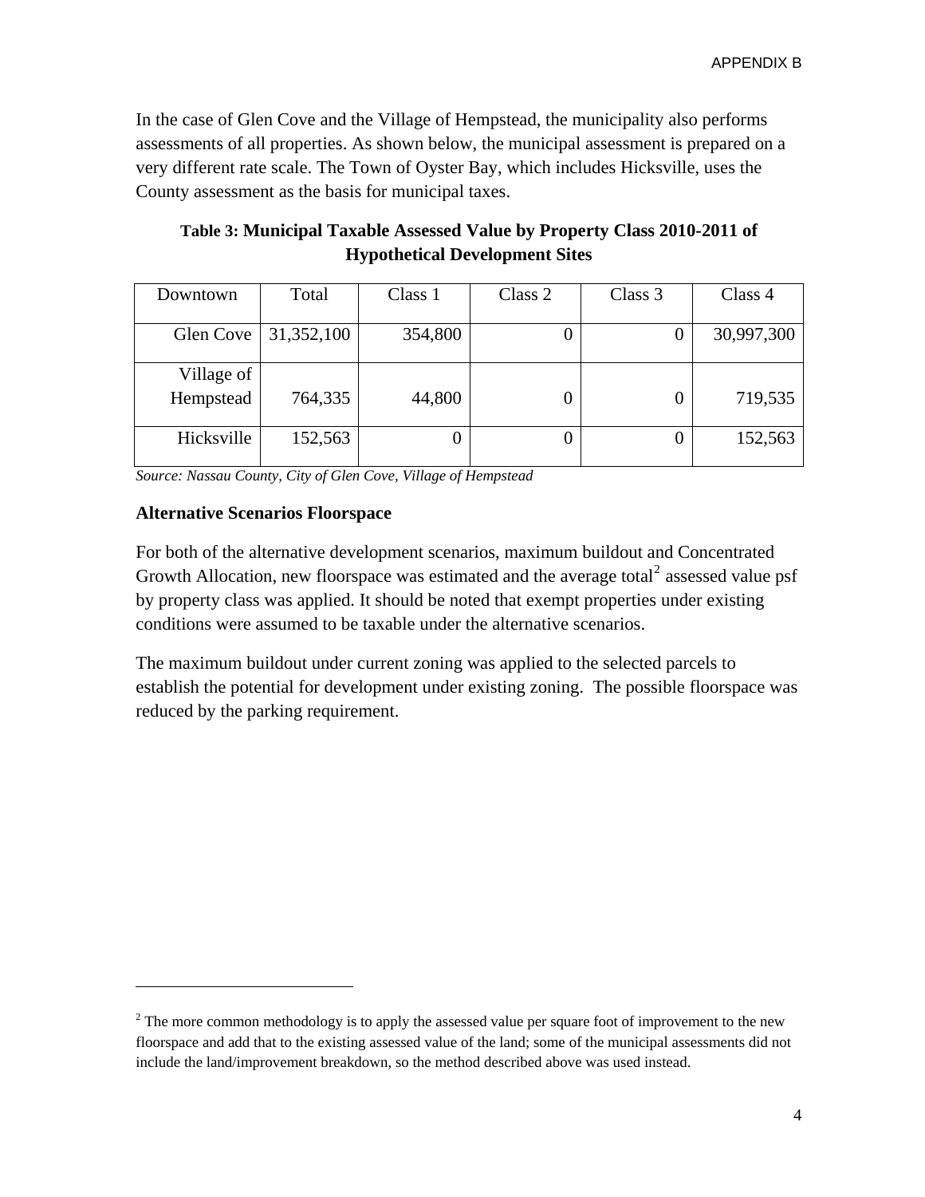In the case of Glen Cove and the Village of Hempstead, the municipality also performs assessments of all properties. As shown below, the municipal assessment is prepared on a very different rate scale. The Town of Oyster Bay, which includes Hicksville, uses the County assessment as the basis for municipal taxes.

**Table 3: Municipal Taxable Assessed Value by Property Class 2010-2011 of Hypothetical Development Sites**

| Downtown | Total | Class 1 | Class 2 | Class 3 | Class 4 |
|---|---|---|---|---|---|
| Glen Cove | 31,352,100 | 354,800 | 0 | 0 | 30,997,300 |
| Village of Hempstead | 764,335 | 44,800 | 0 | 0 | 719,535 |
| Hicksville | 152,563 | 0 | 0 | 0 | 152,563 |

*Source: Nassau County, City of Glen Cove, Village of Hempstead*

**Alternative Scenarios Floorspace**

For both of the alternative development scenarios, maximum buildout and Concentrated Growth Allocation, new floorspace was estimated and the average total[2] assessed value psf by property class was applied. It should be noted that exempt properties under existing conditions were assumed to be taxable under the alternative scenarios.

The maximum buildout under current zoning was applied to the selected parcels to establish the potential for development under existing zoning. The possible floorspace was reduced by the parking requirement.

[2] The more common methodology is to apply the assessed value per square foot of improvement to the new floorspace and add that to the existing assessed value of the land; some of the municipal assessments did not include the land/improvement breakdown, so the method described above was used instead.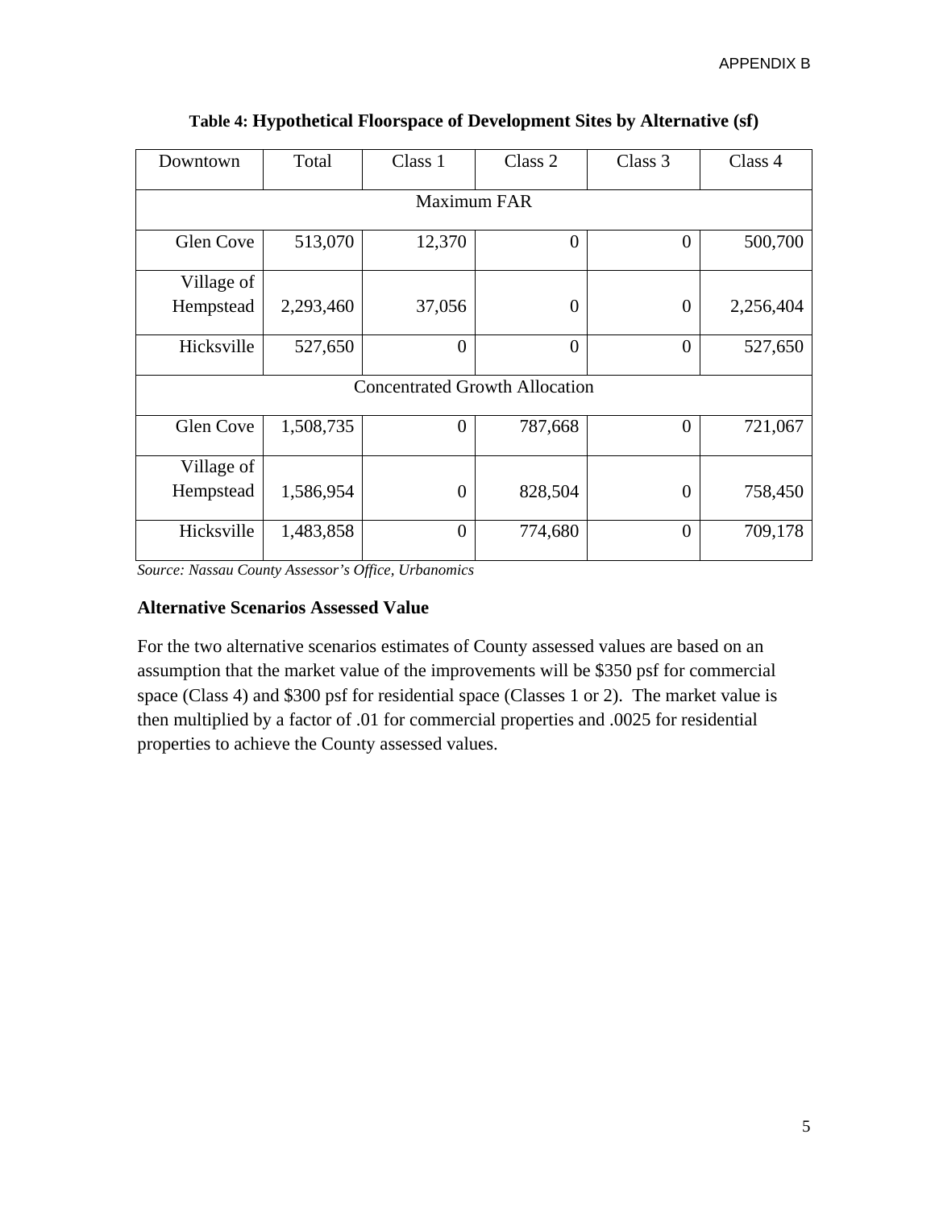**Table 4: Hypothetical Floorspace of Development Sites by Alternative (sf)**

| Downtown | Total | Class 1 | Class 2 | Class 3 | Class 4 |
|---|---|---|---|---|---|
| Maximum FAR | | | | | |
| Glen Cove | 513,070 | 12,370 | 0 | 0 | 500,700 |
| Village of Hempstead | 2,293,460 | 37,056 | 0 | 0 | 2,256,404 |
| Hicksville | 527,650 | 0 | 0 | 0 | 527,650 |
| Concentrated Growth Allocation | | | | | |
| Glen Cove | 1,508,735 | 0 | 787,668 | 0 | 721,067 |
| Village of Hempstead | 1,586,954 | 0 | 828,504 | 0 | 758,450 |
| Hicksville | 1,483,858 | 0 | 774,680 | 0 | 709,178 |

*Source: Nassau County Assessor's Office, Urbanomics*

### Alternative Scenarios Assessed Value

For the two alternative scenarios estimates of County assessed values are based on an assumption that the market value of the improvements will be $350 psf for commercial space (Class 4) and $300 psf for residential space (Classes 1 or 2). The market value is then multiplied by a factor of .01 for commercial properties and .0025 for residential properties to achieve the County assessed values.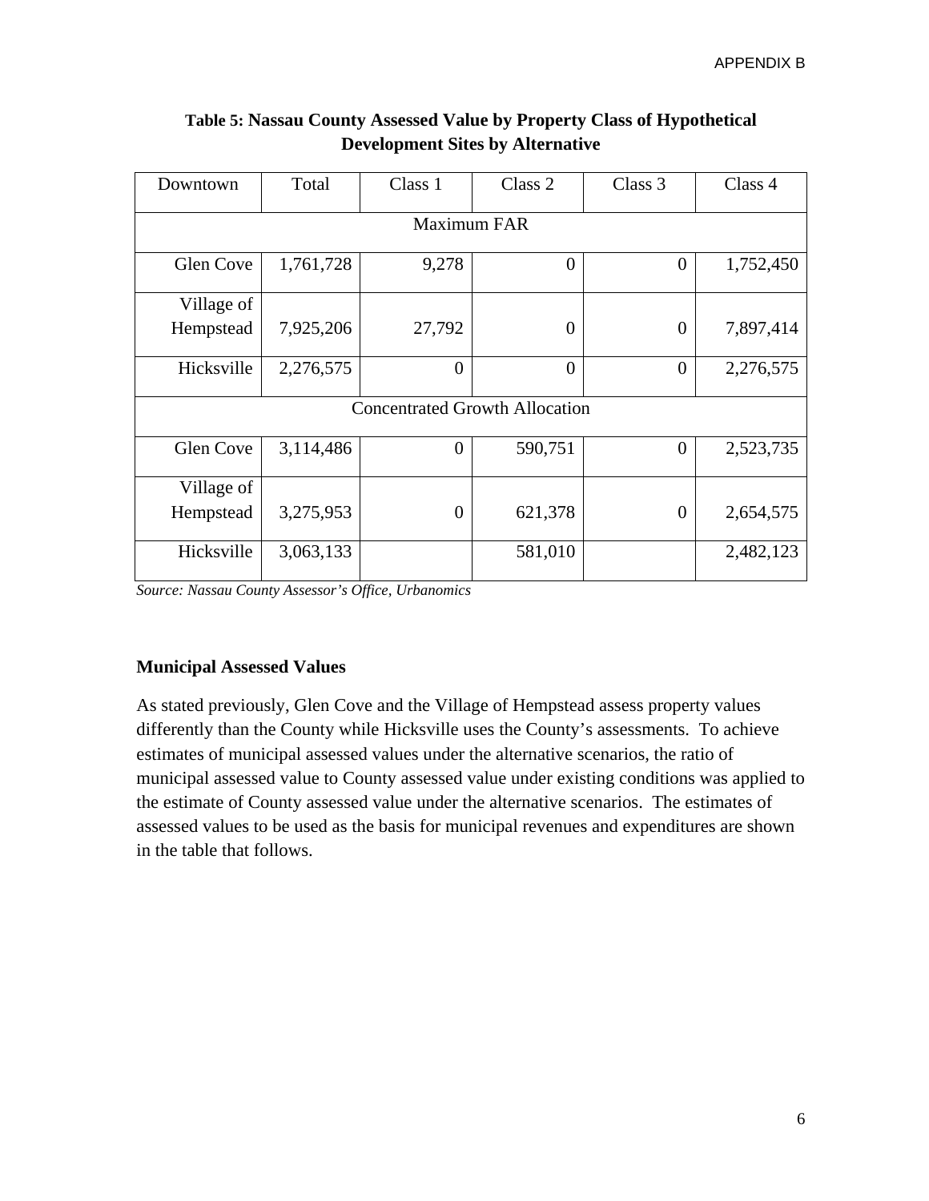**Table 5: Nassau County Assessed Value by Property Class of Hypothetical Development Sites by Alternative**

| Downtown | Total | Class 1 | Class 2 | Class 3 | Class 4 |
|---|---|---|---|---|---|
| Maximum FAR | | | | | |
| Glen Cove | 1,761,728 | 9,278 | 0 | 0 | 1,752,450 |
| Village of Hempstead | 7,925,206 | 27,792 | 0 | 0 | 7,897,414 |
| Hicksville | 2,276,575 | 0 | 0 | 0 | 2,276,575 |
| Concentrated Growth Allocation | | | | | |
| Glen Cove | 3,114,486 | 0 | 590,751 | 0 | 2,523,735 |
| Village of Hempstead | 3,275,953 | 0 | 621,378 | 0 | 2,654,575 |
| Hicksville | 3,063,133 | | 581,010 | | 2,482,123 |

*Source: Nassau County Assessor's Office, Urbanomics*

**Municipal Assessed Values**

As stated previously, Glen Cove and the Village of Hempstead assess property values differently than the County while Hicksville uses the County's assessments. To achieve estimates of municipal assessed values under the alternative scenarios, the ratio of municipal assessed value to County assessed value under existing conditions was applied to the estimate of County assessed value under the alternative scenarios. The estimates of assessed values to be used as the basis for municipal revenues and expenditures are shown in the table that follows.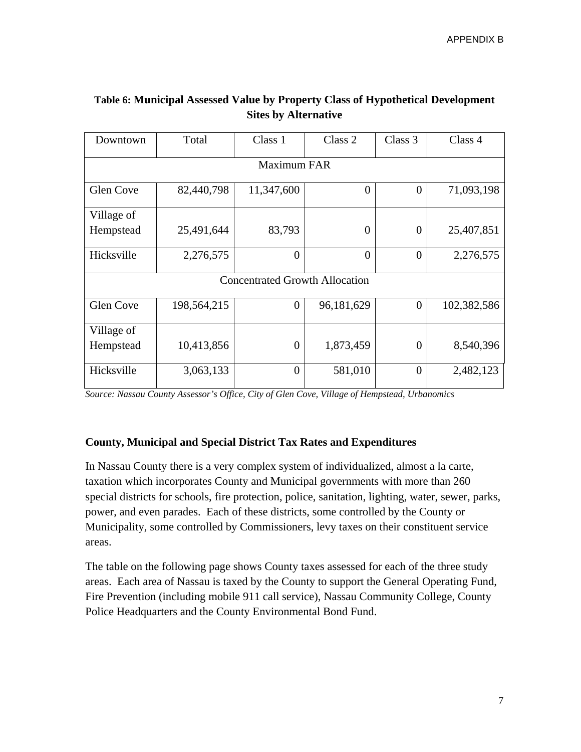**Table 6: Municipal Assessed Value by Property Class of Hypothetical Development Sites by Alternative**

| Downtown | Total | Class 1 | Class 2 | Class 3 | Class 4 |
|---|---|---|---|---|---|
| Maximum FAR | | | | | |
| Glen Cove | 82,440,798 | 11,347,600 | 0 | 0 | 71,093,198 |
| Village of Hempstead | 25,491,644 | 83,793 | 0 | 0 | 25,407,851 |
| Hicksville | 2,276,575 | 0 | 0 | 0 | 2,276,575 |
| Concentrated Growth Allocation | | | | | |
| Glen Cove | 198,564,215 | 0 | 96,181,629 | 0 | 102,382,586 |
| Village of Hempstead | 10,413,856 | 0 | 1,873,459 | 0 | 8,540,396 |
| Hicksville | 3,063,133 | 0 | 581,010 | 0 | 2,482,123 |

*Source: Nassau County Assessor's Office, City of Glen Cove, Village of Hempstead, Urbanomics*

### County, Municipal and Special District Tax Rates and Expenditures

In Nassau County there is a very complex system of individualized, almost a la carte, taxation which incorporates County and Municipal governments with more than 260 special districts for schools, fire protection, police, sanitation, lighting, water, sewer, parks, power, and even parades. Each of these districts, some controlled by the County or Municipality, some controlled by Commissioners, levy taxes on their constituent service areas.

The table on the following page shows County taxes assessed for each of the three study areas. Each area of Nassau is taxed by the County to support the General Operating Fund, Fire Prevention (including mobile 911 call service), Nassau Community College, County Police Headquarters and the County Environmental Bond Fund.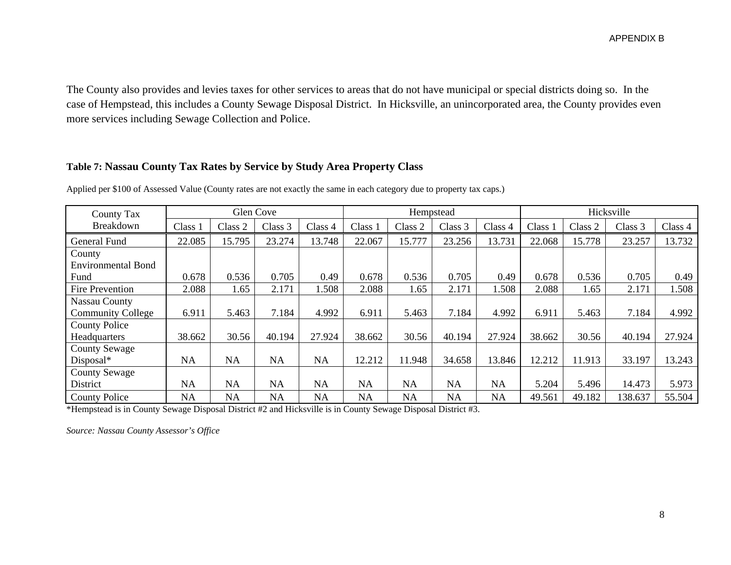The County also provides and levies taxes for other services to areas that do not have municipal or special districts doing so. In the case of Hempstead, this includes a County Sewage Disposal District. In Hicksville, an unincorporated area, the County provides even more services including Sewage Collection and Police.

**Table 7: Nassau County Tax Rates by Service by Study Area Property Class**

Applied per $100 of Assessed Value (County rates are not exactly the same in each category due to property tax caps.)

| County Tax Breakdown | Glen Cove | | | | Hempstead | | | | Hicksville | | | |
|---|---|---|---|---|---|---|---|---|---|---|---|---|
| | Class 1 | Class 2 | Class 3 | Class 4 | Class 1 | Class 2 | Class 3 | Class 4 | Class 1 | Class 2 | Class 3 | Class 4 |
| General Fund | 22.085 | 15.795 | 23.274 | 13.748 | 22.067 | 15.777 | 23.256 | 13.731 | 22.068 | 15.778 | 23.257 | 13.732 |
| County Environmental Bond Fund | 0.678 | 0.536 | 0.705 | 0.49 | 0.678 | 0.536 | 0.705 | 0.49 | 0.678 | 0.536 | 0.705 | 0.49 |
| Fire Prevention | 2.088 | 1.65 | 2.171 | 1.508 | 2.088 | 1.65 | 2.171 | 1.508 | 2.088 | 1.65 | 2.171 | 1.508 |
| Nassau County Community College | 6.911 | 5.463 | 7.184 | 4.992 | 6.911 | 5.463 | 7.184 | 4.992 | 6.911 | 5.463 | 7.184 | 4.992 |
| County Police Headquarters | 38.662 | 30.56 | 40.194 | 27.924 | 38.662 | 30.56 | 40.194 | 27.924 | 38.662 | 30.56 | 40.194 | 27.924 |
| County Sewage Disposal* | NA | NA | NA | NA | 12.212 | 11.948 | 34.658 | 13.846 | 12.212 | 11.913 | 33.197 | 13.243 |
| County Sewage District | NA | NA | NA | NA | NA | NA | NA | NA | 5.204 | 5.496 | 14.473 | 5.973 |
| County Police | NA | NA | NA | NA | NA | NA | NA | NA | 49.561 | 49.182 | 138.637 | 55.504 |

*Hempstead is in County Sewage Disposal District #2 and Hicksville is in County Sewage Disposal District #3.

*Source: Nassau County Assessor's Office*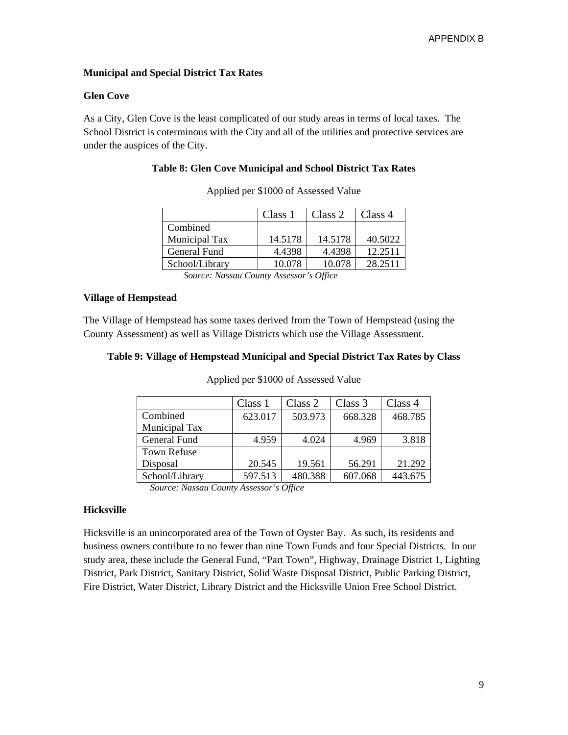**Municipal and Special District Tax Rates**

**Glen Cove**

As a City, Glen Cove is the least complicated of our study areas in terms of local taxes. The School District is coterminous with the City and all of the utilities and protective services are under the auspices of the City.

**Table 8: Glen Cove Municipal and School District Tax Rates**

Applied per $1000 of Assessed Value

| | Class 1 | Class 2 | Class 4 |
|---|---|---|---|
| Combined Municipal Tax | 14.5178 | 14.5178 | 40.5022 |
| General Fund | 4.4398 | 4.4398 | 12.2511 |
| School/Library | 10.078 | 10.078 | 28.2511 |

*Source: Nassau County Assessor's Office*

**Village of Hempstead**

The Village of Hempstead has some taxes derived from the Town of Hempstead (using the County Assessment) as well as Village Districts which use the Village Assessment.

**Table 9: Village of Hempstead Municipal and Special District Tax Rates by Class**

Applied per $1000 of Assessed Value

| | Class 1 | Class 2 | Class 3 | Class 4 |
|---|---|---|---|---|
| Combined Municipal Tax | 623.017 | 503.973 | 668.328 | 468.785 |
| General Fund | 4.959 | 4.024 | 4.969 | 3.818 |
| Town Refuse Disposal | 20.545 | 19.561 | 56.291 | 21.292 |
| School/Library | 597.513 | 480.388 | 607.068 | 443.675 |

*Source: Nassau County Assessor's Office*

**Hicksville**

Hicksville is an unincorporated area of the Town of Oyster Bay. As such, its residents and business owners contribute to no fewer than nine Town Funds and four Special Districts. In our study area, these include the General Fund, "Part Town", Highway, Drainage District 1, Lighting District, Park District, Sanitary District, Solid Waste Disposal District, Public Parking District, Fire District, Water District, Library District and the Hicksville Union Free School District.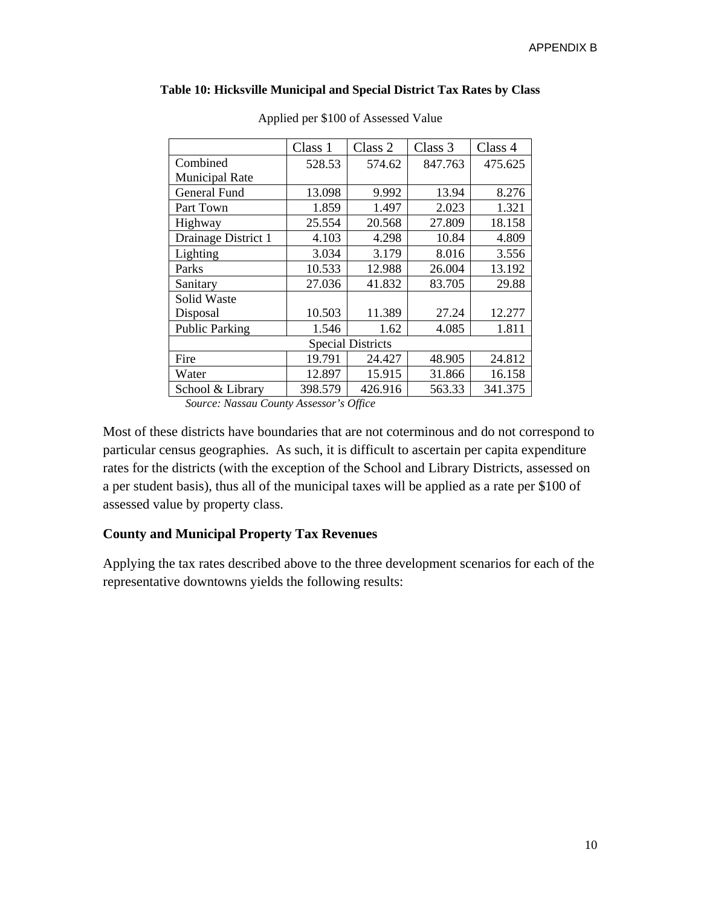**Table 10: Hicksville Municipal and Special District Tax Rates by Class**

Applied per $100 of Assessed Value

| | Class 1 | Class 2 | Class 3 | Class 4 |
|---|---|---|---|---|
| Combined Municipal Rate | 528.53 | 574.62 | 847.763 | 475.625 |
| General Fund | 13.098 | 9.992 | 13.94 | 8.276 |
| Part Town | 1.859 | 1.497 | 2.023 | 1.321 |
| Highway | 25.554 | 20.568 | 27.809 | 18.158 |
| Drainage District 1 | 4.103 | 4.298 | 10.84 | 4.809 |
| Lighting | 3.034 | 3.179 | 8.016 | 3.556 |
| Parks | 10.533 | 12.988 | 26.004 | 13.192 |
| Sanitary | 27.036 | 41.832 | 83.705 | 29.88 |
| Solid Waste Disposal | 10.503 | 11.389 | 27.24 | 12.277 |
| Public Parking | 1.546 | 1.62 | 4.085 | 1.811 |
| Special Districts | | | | |
| Fire | 19.791 | 24.427 | 48.905 | 24.812 |
| Water | 12.897 | 15.915 | 31.866 | 16.158 |
| School & Library | 398.579 | 426.916 | 563.33 | 341.375 |

*Source: Nassau County Assessor's Office*

Most of these districts have boundaries that are not coterminous and do not correspond to particular census geographies. As such, it is difficult to ascertain per capita expenditure rates for the districts (with the exception of the School and Library Districts, assessed on a per student basis), thus all of the municipal taxes will be applied as a rate per $100 of assessed value by property class.

### County and Municipal Property Tax Revenues

Applying the tax rates described above to the three development scenarios for each of the representative downtowns yields the following results: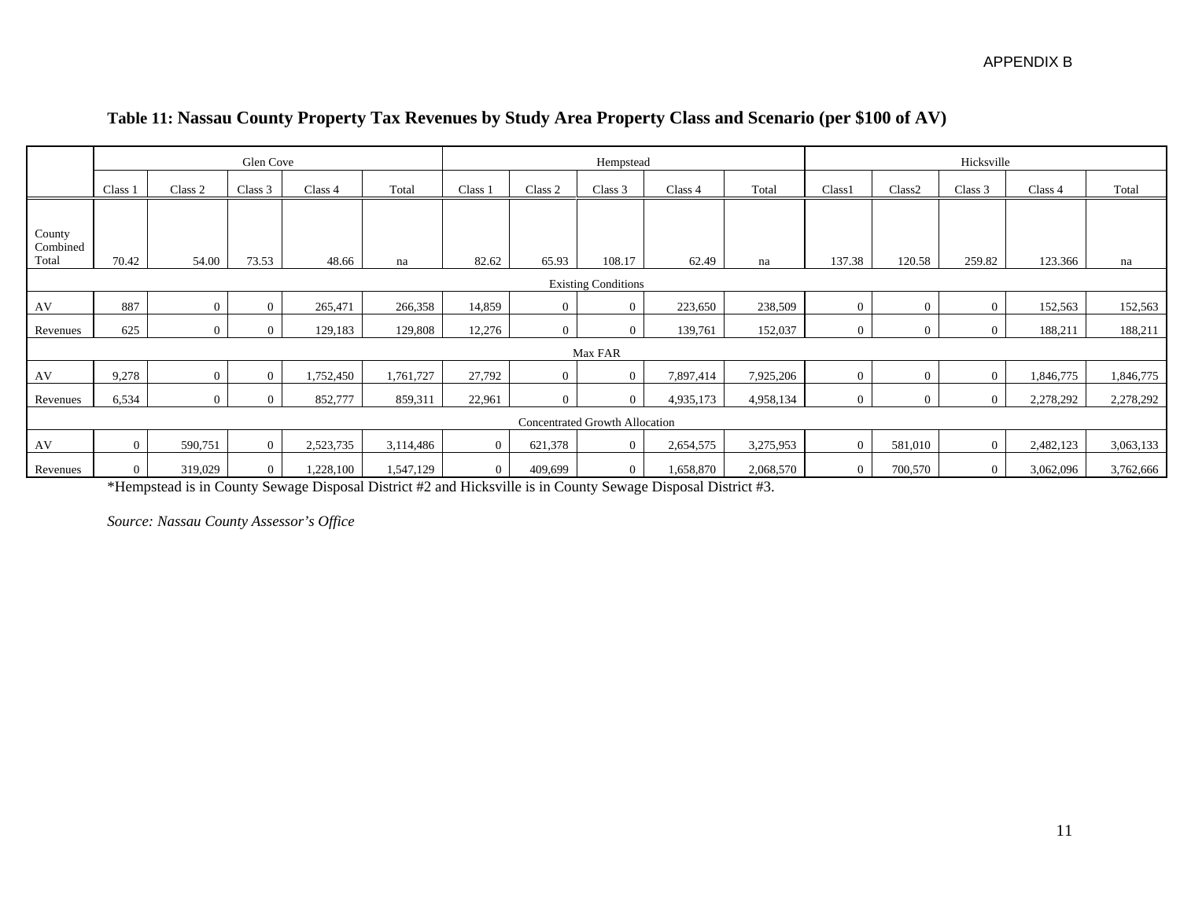**Table 11: Nassau County Property Tax Revenues by Study Area Property Class and Scenario (per $100 of AV)**

| | Glen Cove | | | | | Hempstead | | | | | Hicksville | | | | |
|---|---|---|---|---|---|---|---|---|---|---|---|---|---|---|---|
| | Class 1 | Class 2 | Class 3 | Class 4 | Total | Class 1 | Class 2 | Class 3 | Class 4 | Total | Class1 | Class2 | Class 3 | Class 4 | Total |
| County Combined Total | 70.42 | 54.00 | 73.53 | 48.66 | na | 82.62 | 65.93 | 108.17 | 62.49 | na | 137.38 | 120.58 | 259.82 | 123.366 | na |
| Existing Conditions | | | | | | | | | | | | | | | |
| AV | 887 | 0 | 0 | 265,471 | 266,358 | 14,859 | 0 | 0 | 223,650 | 238,509 | 0 | 0 | 0 | 152,563 | 152,563 |
| Revenues | 625 | 0 | 0 | 129,183 | 129,808 | 12,276 | 0 | 0 | 139,761 | 152,037 | 0 | 0 | 0 | 188,211 | 188,211 |
| Max FAR | | | | | | | | | | | | | | | |
| AV | 9,278 | 0 | 0 | 1,752,450 | 1,761,727 | 27,792 | 0 | 0 | 7,897,414 | 7,925,206 | 0 | 0 | 0 | 1,846,775 | 1,846,775 |
| Revenues | 6,534 | 0 | 0 | 852,777 | 859,311 | 22,961 | 0 | 0 | 4,935,173 | 4,958,134 | 0 | 0 | 0 | 2,278,292 | 2,278,292 |
| Concentrated Growth Allocation | | | | | | | | | | | | | | | |
| AV | 0 | 590,751 | 0 | 2,523,735 | 3,114,486 | 0 | 621,378 | 0 | 2,654,575 | 3,275,953 | 0 | 581,010 | 0 | 2,482,123 | 3,063,133 |
| Revenues | 0 | 319,029 | 0 | 1,228,100 | 1,547,129 | 0 | 409,699 | 0 | 1,658,870 | 2,068,570 | 0 | 700,570 | 0 | 3,062,096 | 3,762,666 |

*Hempstead is in County Sewage Disposal District #2 and Hicksville is in County Sewage Disposal District #3.

*Source: Nassau County Assessor's Office*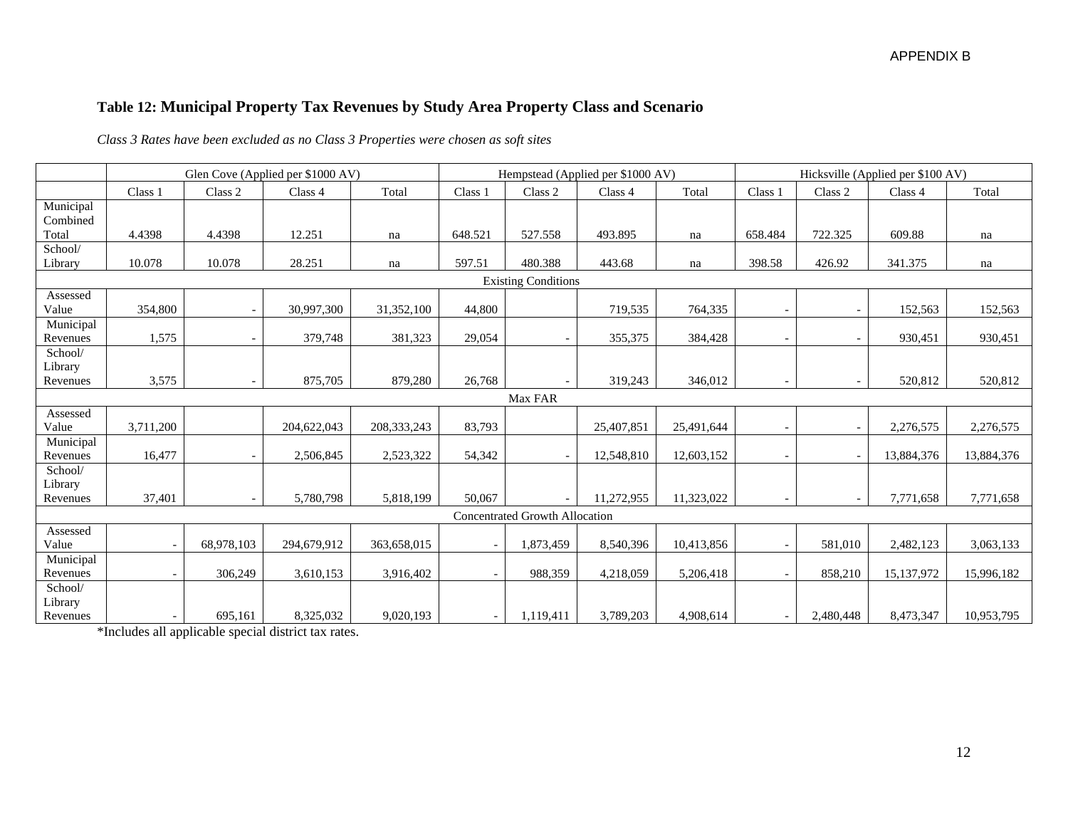APPENDIX B

### Table 12: Municipal Property Tax Revenues by Study Area Property Class and Scenario

*Class 3 Rates have been excluded as no Class 3 Properties were chosen as soft sites*

| | Glen Cove (Applied per $1000 AV) | | | | Hempstead (Applied per $1000 AV) | | | | Hicksville (Applied per $100 AV) | | | |
|---|---|---|---|---|---|---|---|---|---|---|---|---|
| | Class 1 | Class 2 | Class 4 | Total | Class 1 | Class 2 | Class 4 | Total | Class 1 | Class 2 | Class 4 | Total |
| Municipal Combined Total | 4.4398 | 4.4398 | 12.251 | na | 648.521 | 527.558 | 493.895 | na | 658.484 | 722.325 | 609.88 | na |
| School/ Library | 10.078 | 10.078 | 28.251 | na | 597.51 | 480.388 | 443.68 | na | 398.58 | 426.92 | 341.375 | na |
| Existing Conditions | | | | | | | | | | | | |
| Assessed Value | 354,800 | - | 30,997,300 | 31,352,100 | 44,800 | | 719,535 | 764,335 | - | - | 152,563 | 152,563 |
| Municipal Revenues | 1,575 | - | 379,748 | 381,323 | 29,054 | - | 355,375 | 384,428 | - | - | 930,451 | 930,451 |
| School/ Library Revenues | 3,575 | - | 875,705 | 879,280 | 26,768 | - | 319,243 | 346,012 | - | - | 520,812 | 520,812 |
| Max FAR | | | | | | | | | | | | |
| Assessed Value | 3,711,200 | | 204,622,043 | 208,333,243 | 83,793 | | 25,407,851 | 25,491,644 | - | - | 2,276,575 | 2,276,575 |
| Municipal Revenues | 16,477 | - | 2,506,845 | 2,523,322 | 54,342 | - | 12,548,810 | 12,603,152 | - | - | 13,884,376 | 13,884,376 |
| School/ Library Revenues | 37,401 | - | 5,780,798 | 5,818,199 | 50,067 | - | 11,272,955 | 11,323,022 | - | - | 7,771,658 | 7,771,658 |
| Concentrated Growth Allocation | | | | | | | | | | | | |
| Assessed Value | - | 68,978,103 | 294,679,912 | 363,658,015 | - | 1,873,459 | 8,540,396 | 10,413,856 | - | 581,010 | 2,482,123 | 3,063,133 |
| Municipal Revenues | - | 306,249 | 3,610,153 | 3,916,402 | - | 988,359 | 4,218,059 | 5,206,418 | - | 858,210 | 15,137,972 | 15,996,182 |
| School/ Library Revenues | - | 695,161 | 8,325,032 | 9,020,193 | - | 1,119,411 | 3,789,203 | 4,908,614 | - | 2,480,448 | 8,473,347 | 10,953,795 |

*Includes all applicable special district tax rates.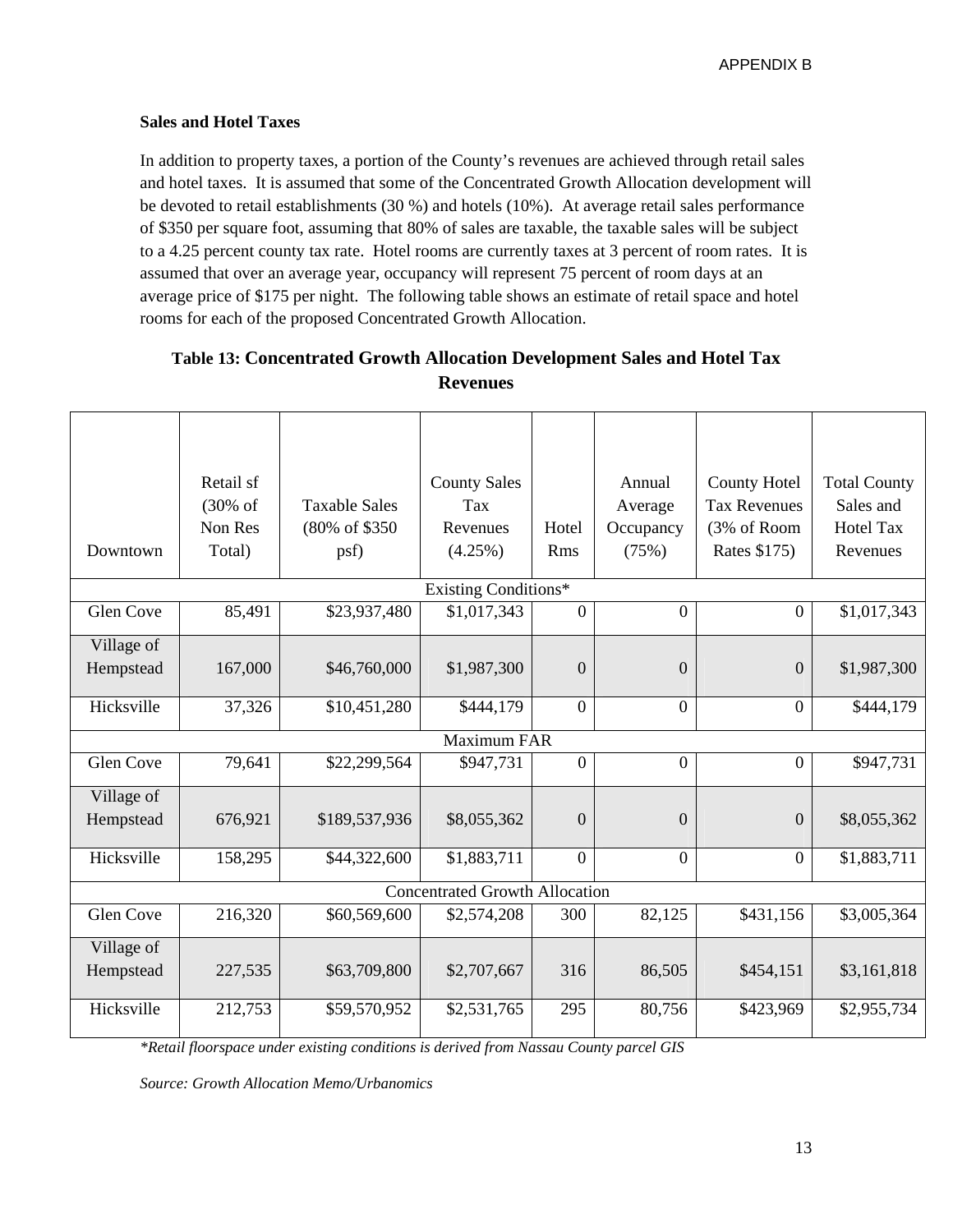### Sales and Hotel Taxes

In addition to property taxes, a portion of the County's revenues are achieved through retail sales and hotel taxes. It is assumed that some of the Concentrated Growth Allocation development will be devoted to retail establishments (30 %) and hotels (10%). At average retail sales performance of $350 per square foot, assuming that 80% of sales are taxable, the taxable sales will be subject to a 4.25 percent county tax rate. Hotel rooms are currently taxes at 3 percent of room rates. It is assumed that over an average year, occupancy will represent 75 percent of room days at an average price of $175 per night. The following table shows an estimate of retail space and hotel rooms for each of the proposed Concentrated Growth Allocation.

**Table 13: Concentrated Growth Allocation Development Sales and Hotel Tax Revenues**

| Downtown | Retail sf (30% of Non Res Total) | Taxable Sales (80% of $350 psf) | County Sales Tax Revenues (4.25%) | Hotel Rms | Annual Average Occupancy (75%) | County Hotel Tax Revenues (3% of Room Rates $175) | Total County Sales and Hotel Tax Revenues |
|---|---|---|---|---|---|---|---|
| | | | Existing Conditions* | | | | |
| Glen Cove | 85,491 | $23,937,480 | $1,017,343 | 0 | 0 | 0 | $1,017,343 |
| Village of Hempstead | 167,000 | $46,760,000 | $1,987,300 | 0 | 0 | 0 | $1,987,300 |
| Hicksville | 37,326 | $10,451,280 | $444,179 | 0 | 0 | 0 | $444,179 |
| | | | Maximum FAR | | | | |
| Glen Cove | 79,641 | $22,299,564 | $947,731 | 0 | 0 | 0 | $947,731 |
| Village of Hempstead | 676,921 | $189,537,936 | $8,055,362 | 0 | 0 | 0 | $8,055,362 |
| Hicksville | 158,295 | $44,322,600 | $1,883,711 | 0 | 0 | 0 | $1,883,711 |
| | | | Concentrated Growth Allocation | | | | |
| Glen Cove | 216,320 | $60,569,600 | $2,574,208 | 300 | 82,125 | $431,156 | $3,005,364 |
| Village of Hempstead | 227,535 | $63,709,800 | $2,707,667 | 316 | 86,505 | $454,151 | $3,161,818 |
| Hicksville | 212,753 | $59,570,952 | $2,531,765 | 295 | 80,756 | $423,969 | $2,955,734 |

*\*Retail floorspace under existing conditions is derived from Nassau County parcel GIS*

*Source: Growth Allocation Memo/Urbanomics*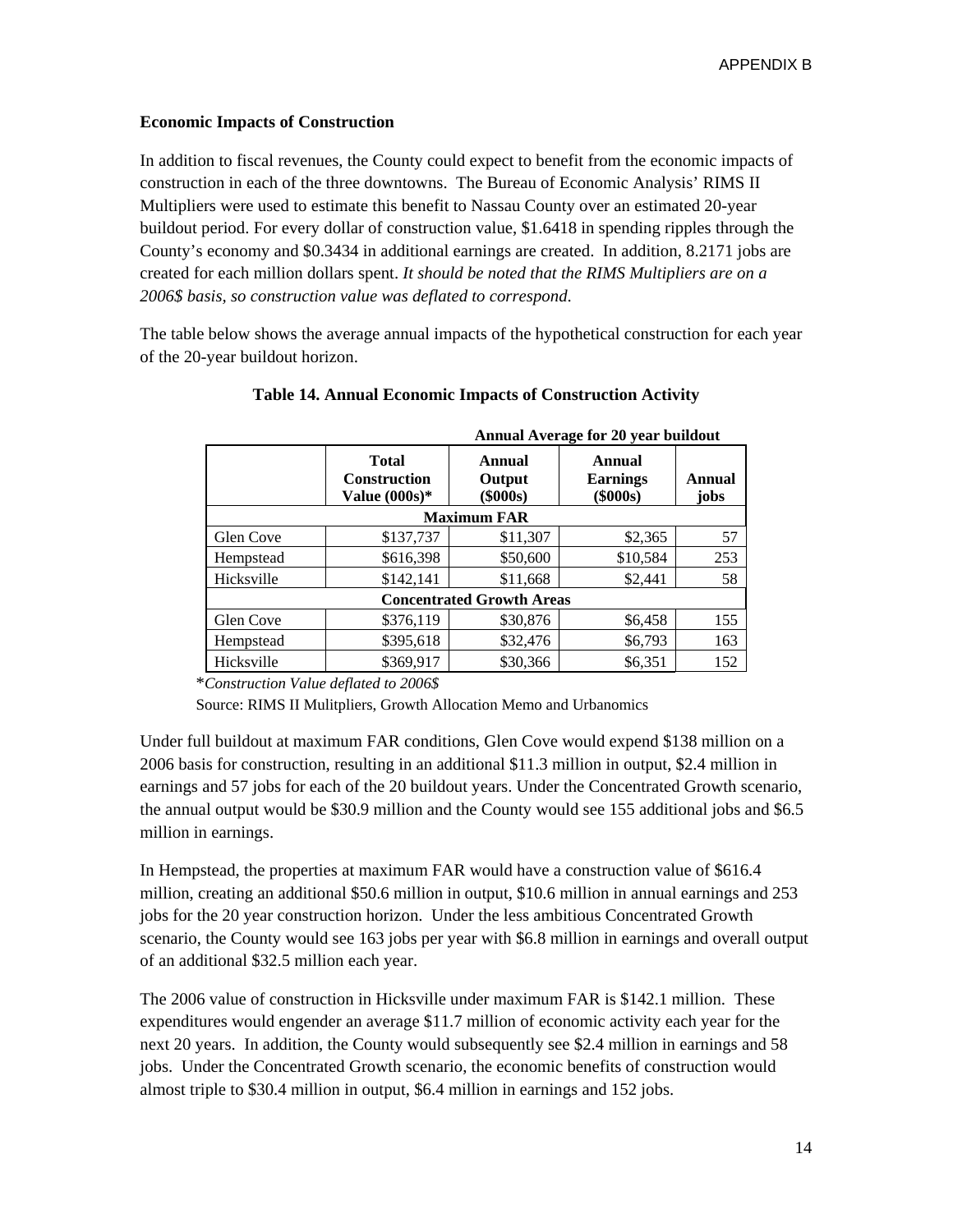**Economic Impacts of Construction**

In addition to fiscal revenues, the County could expect to benefit from the economic impacts of construction in each of the three downtowns. The Bureau of Economic Analysis' RIMS II Multipliers were used to estimate this benefit to Nassau County over an estimated 20-year buildout period. For every dollar of construction value, $1.6418 in spending ripples through the County's economy and $0.3434 in additional earnings are created. In addition, 8.2171 jobs are created for each million dollars spent. *It should be noted that the RIMS Multipliers are on a 2006$ basis, so construction value was deflated to correspond.*

The table below shows the average annual impacts of the hypothetical construction for each year of the 20-year buildout horizon.

**Table 14. Annual Economic Impacts of Construction Activity**

| | | Annual Average for 20 year buildout | | |
|---|---|---|---|---|
| | **Total Construction Value (000s)*** | **Annual Output ($000s)** | **Annual Earnings ($000s)** | **Annual jobs** |
| | | **Maximum FAR** | | |
| Glen Cove | $137,737 | $11,307 | $2,365 | 57 |
| Hempstead | $616,398 | $50,600 | $10,584 | 253 |
| Hicksville | $142,141 | $11,668 | $2,441 | 58 |
| | | **Concentrated Growth Areas** | | |
| Glen Cove | $376,119 | $30,876 | $6,458 | 155 |
| Hempstead | $395,618 | $32,476 | $6,793 | 163 |
| Hicksville | $369,917 | $30,366 | $6,351 | 152 |

**Construction Value deflated to 2006$*

Source: RIMS II Mulitpliers, Growth Allocation Memo and Urbanomics

Under full buildout at maximum FAR conditions, Glen Cove would expend $138 million on a 2006 basis for construction, resulting in an additional $11.3 million in output, $2.4 million in earnings and 57 jobs for each of the 20 buildout years. Under the Concentrated Growth scenario, the annual output would be $30.9 million and the County would see 155 additional jobs and $6.5 million in earnings.

In Hempstead, the properties at maximum FAR would have a construction value of $616.4 million, creating an additional $50.6 million in output, $10.6 million in annual earnings and 253 jobs for the 20 year construction horizon. Under the less ambitious Concentrated Growth scenario, the County would see 163 jobs per year with $6.8 million in earnings and overall output of an additional $32.5 million each year.

The 2006 value of construction in Hicksville under maximum FAR is $142.1 million. These expenditures would engender an average $11.7 million of economic activity each year for the next 20 years. In addition, the County would subsequently see $2.4 million in earnings and 58 jobs. Under the Concentrated Growth scenario, the economic benefits of construction would almost triple to $30.4 million in output, $6.4 million in earnings and 152 jobs.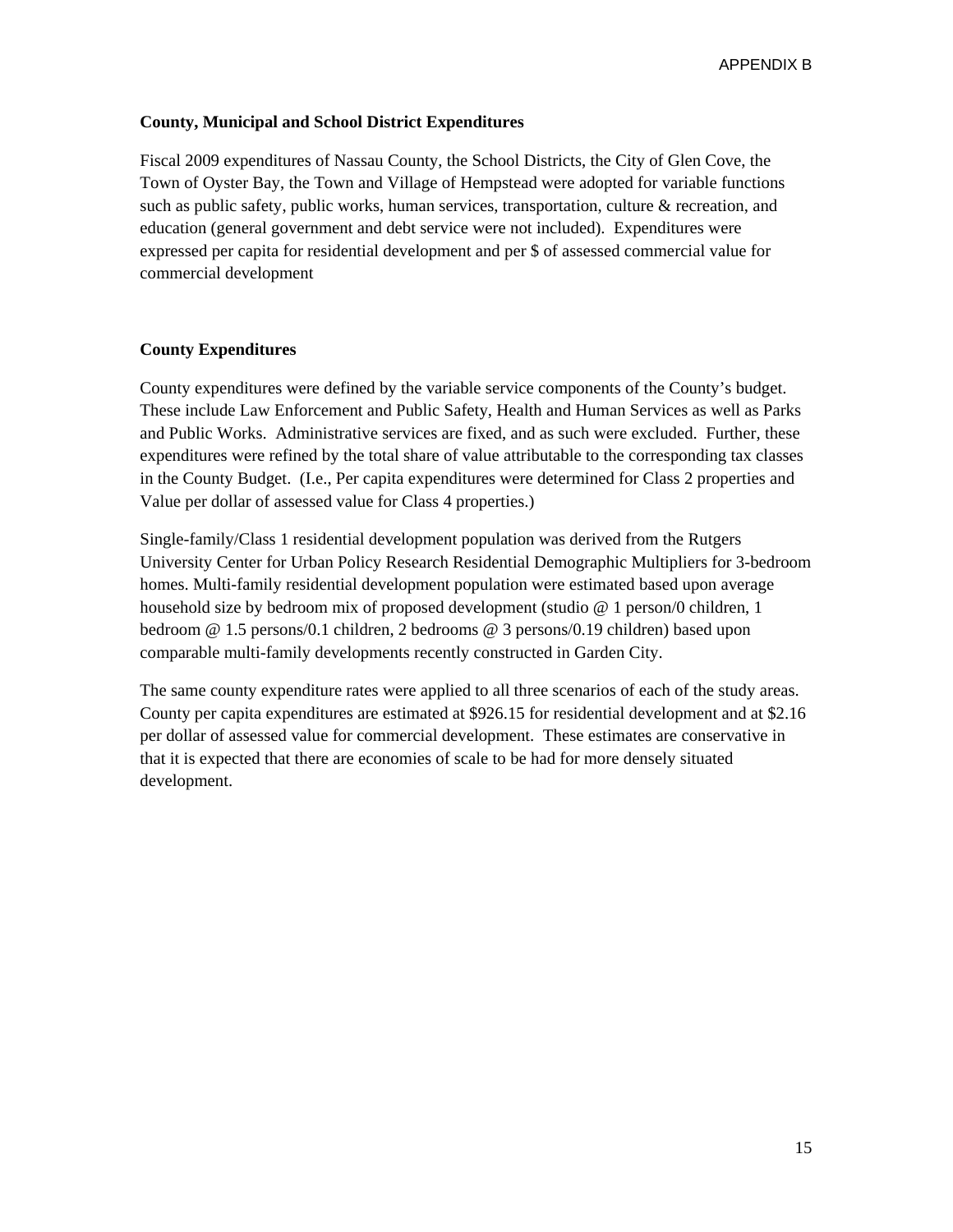**County, Municipal and School District Expenditures**

Fiscal 2009 expenditures of Nassau County, the School Districts, the City of Glen Cove, the Town of Oyster Bay, the Town and Village of Hempstead were adopted for variable functions such as public safety, public works, human services, transportation, culture & recreation, and education (general government and debt service were not included). Expenditures were expressed per capita for residential development and per $ of assessed commercial value for commercial development

**County Expenditures**

County expenditures were defined by the variable service components of the County's budget. These include Law Enforcement and Public Safety, Health and Human Services as well as Parks and Public Works. Administrative services are fixed, and as such were excluded. Further, these expenditures were refined by the total share of value attributable to the corresponding tax classes in the County Budget. (I.e., Per capita expenditures were determined for Class 2 properties and Value per dollar of assessed value for Class 4 properties.)

Single-family/Class 1 residential development population was derived from the Rutgers University Center for Urban Policy Research Residential Demographic Multipliers for 3-bedroom homes. Multi-family residential development population were estimated based upon average household size by bedroom mix of proposed development (studio @ 1 person/0 children, 1 bedroom @ 1.5 persons/0.1 children, 2 bedrooms @ 3 persons/0.19 children) based upon comparable multi-family developments recently constructed in Garden City.

The same county expenditure rates were applied to all three scenarios of each of the study areas. County per capita expenditures are estimated at $926.15 for residential development and at $2.16 per dollar of assessed value for commercial development. These estimates are conservative in that it is expected that there are economies of scale to be had for more densely situated development.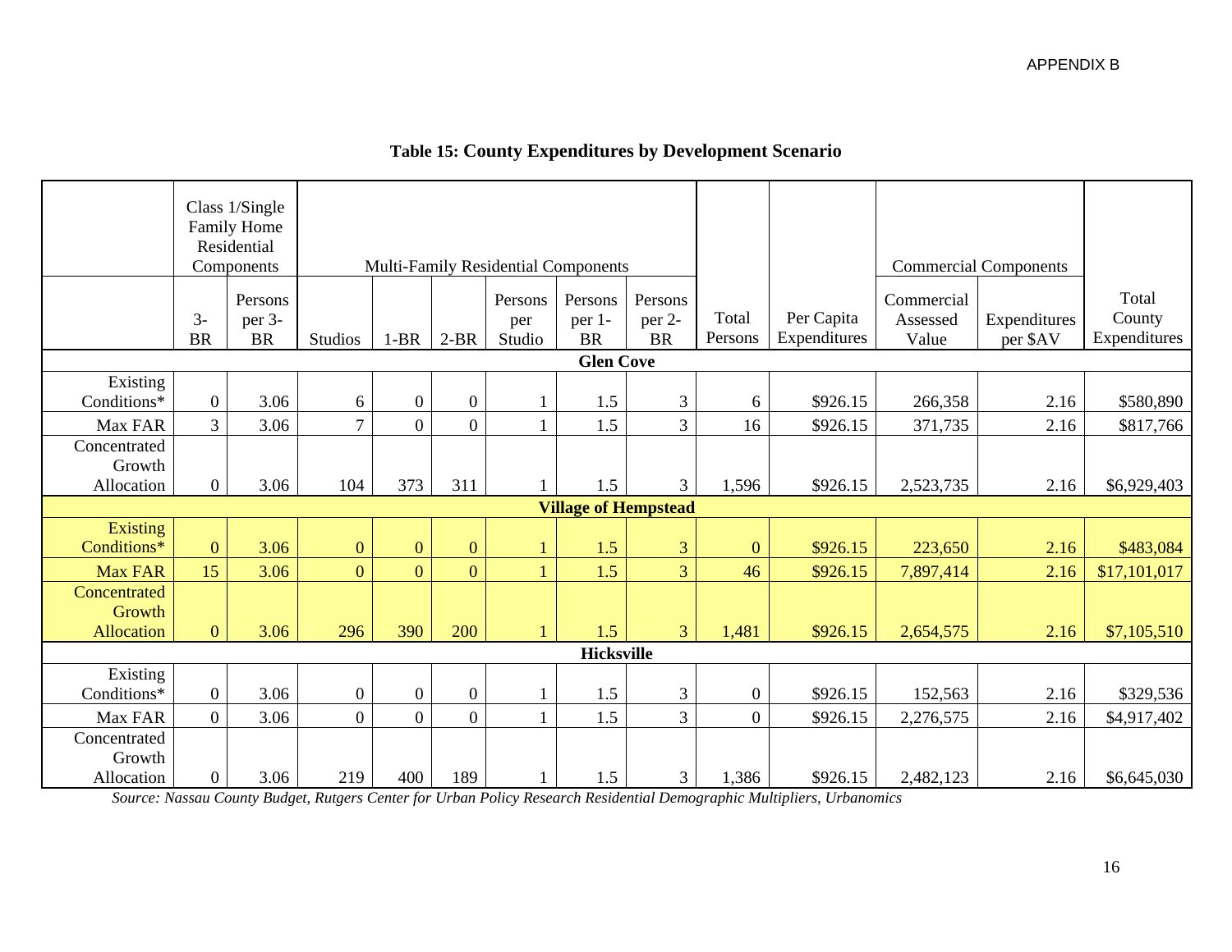**Table 15: County Expenditures by Development Scenario**

| | Class 1/Single Family Home Residential Components | | Multi-Family Residential Components | | | | | | | | Commercial Components | | |
|---|---|---|---|---|---|---|---|---|---|---|---|---|---|
| | 3-BR | Persons per 3-BR | Studios | 1-BR | 2-BR | Persons per Studio | Persons per 1-BR | Persons per 2-BR | Total Persons | Per Capita Expenditures | Commercial Assessed Value | Expenditures per $AV | Total County Expenditures |
| **Glen Cove** | | | | | | | | | | | | | |
| Existing Conditions* | 0 | 3.06 | 6 | 0 | 0 | 1 | 1.5 | 3 | 6 | $926.15 | 266,358 | 2.16 | $580,890 |
| Max FAR | 3 | 3.06 | 7 | 0 | 0 | 1 | 1.5 | 3 | 16 | $926.15 | 371,735 | 2.16 | $817,766 |
| Concentrated Growth Allocation | 0 | 3.06 | 104 | 373 | 311 | 1 | 1.5 | 3 | 1,596 | $926.15 | 2,523,735 | 2.16 | $6,929,403 |
| **Village of Hempstead** | | | | | | | | | | | | | |
| Existing Conditions* | 0 | 3.06 | 0 | 0 | 0 | 1 | 1.5 | 3 | 0 | $926.15 | 223,650 | 2.16 | $483,084 |
| Max FAR | 15 | 3.06 | 0 | 0 | 0 | 1 | 1.5 | 3 | 46 | $926.15 | 7,897,414 | 2.16 | $17,101,017 |
| Concentrated Growth Allocation | 0 | 3.06 | 296 | 390 | 200 | 1 | 1.5 | 3 | 1,481 | $926.15 | 2,654,575 | 2.16 | $7,105,510 |
| **Hicksville** | | | | | | | | | | | | | |
| Existing Conditions* | 0 | 3.06 | 0 | 0 | 0 | 1 | 1.5 | 3 | 0 | $926.15 | 152,563 | 2.16 | $329,536 |
| Max FAR | 0 | 3.06 | 0 | 0 | 0 | 1 | 1.5 | 3 | 0 | $926.15 | 2,276,575 | 2.16 | $4,917,402 |
| Concentrated Growth Allocation | 0 | 3.06 | 219 | 400 | 189 | 1 | 1.5 | 3 | 1,386 | $926.15 | 2,482,123 | 2.16 | $6,645,030 |

*Source: Nassau County Budget, Rutgers Center for Urban Policy Research Residential Demographic Multipliers, Urbanomics*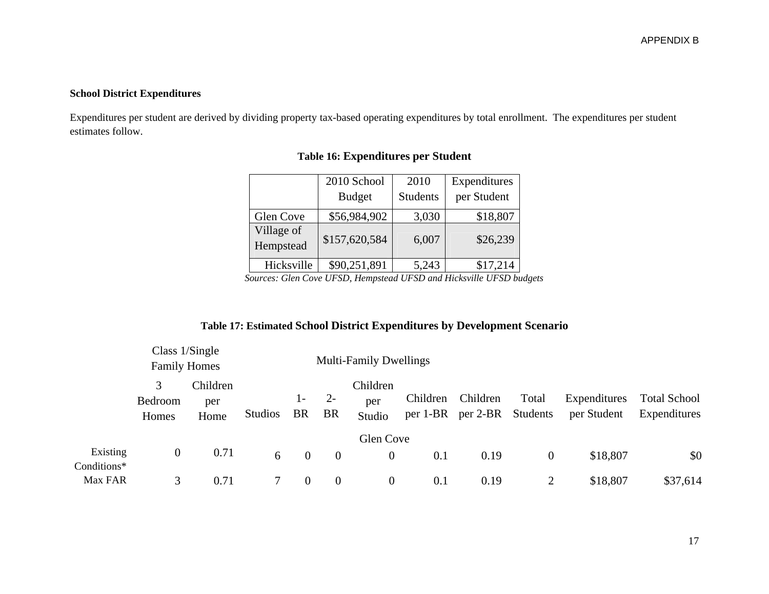**School District Expenditures**

Expenditures per student are derived by dividing property tax-based operating expenditures by total enrollment. The expenditures per student estimates follow.

**Table 16: Expenditures per Student**

| | 2010 School Budget | 2010 Students | Expenditures per Student |
|---|---|---|---|
| Glen Cove | $56,984,902 | 3,030 | $18,807 |
| Village of Hempstead | $157,620,584 | 6,007 | $26,239 |
| Hicksville | $90,251,891 | 5,243 | $17,214 |

*Sources: Glen Cove UFSD, Hempstead UFSD and Hicksville UFSD budgets*

**Table 17: Estimated School District Expenditures by Development Scenario**

| | Class 1/Single Family Homes | | Multi-Family Dwellings | | | | | | | | |
|---|---|---|---|---|---|---|---|---|---|---|---|
| | 3 Bedroom Homes | Children per Home | Studios | 1-BR | 2-BR | Children per Studio | Children per 1-BR | Children per 2-BR | Total Students | Expenditures per Student | Total School Expenditures |
| | | | | | | Glen Cove | | | | | |
| Existing Conditions* | 0 | 0.71 | 6 | 0 | 0 | 0 | 0.1 | 0.19 | 0 | $18,807 | $0 |
| Max FAR | 3 | 0.71 | 7 | 0 | 0 | 0 | 0.1 | 0.19 | 2 | $18,807 | $37,614 |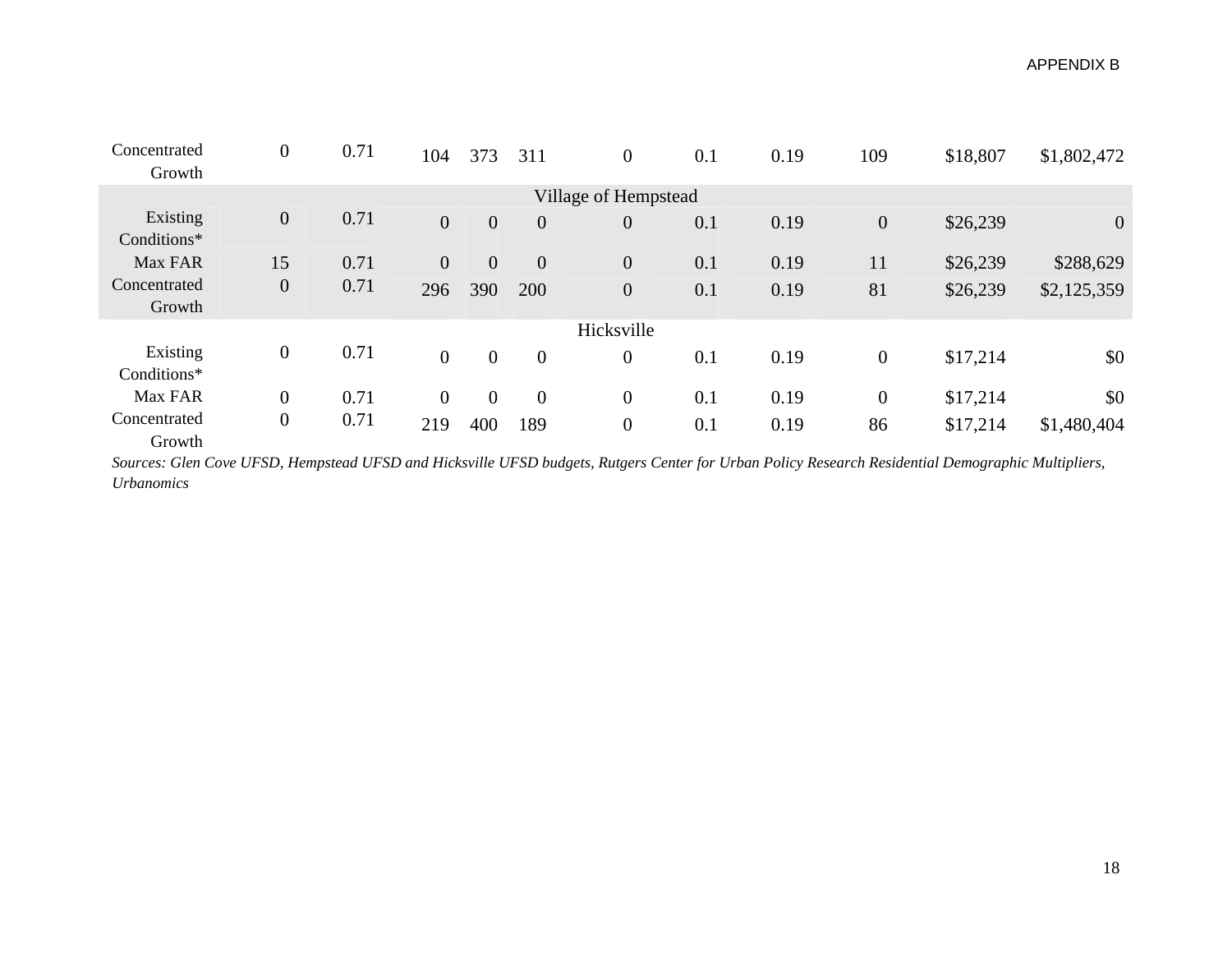| | | | | | | | | | | | |
|---|---|---|---|---|---|---|---|---|---|---|---|
| Concentrated Growth | 0 | 0.71 | 104 | 373 | 311 | 0 | 0.1 | 0.19 | 109 | $18,807 | $1,802,472 |
| Village of Hempstead | | | | | | | | | | | |
| Existing Conditions* | 0 | 0.71 | 0 | 0 | 0 | 0 | 0.1 | 0.19 | 0 | $26,239 | 0 |
| Max FAR | 15 | 0.71 | 0 | 0 | 0 | 0 | 0.1 | 0.19 | 11 | $26,239 | $288,629 |
| Concentrated Growth | 0 | 0.71 | 296 | 390 | 200 | 0 | 0.1 | 0.19 | 81 | $26,239 | $2,125,359 |
| Hicksville | | | | | | | | | | | |
| Existing Conditions* | 0 | 0.71 | 0 | 0 | 0 | 0 | 0.1 | 0.19 | 0 | $17,214 | $0 |
| Max FAR | 0 | 0.71 | 0 | 0 | 0 | 0 | 0.1 | 0.19 | 0 | $17,214 | $0 |
| Concentrated Growth | 0 | 0.71 | 219 | 400 | 189 | 0 | 0.1 | 0.19 | 86 | $17,214 | $1,480,404 |

*Sources: Glen Cove UFSD, Hempstead UFSD and Hicksville UFSD budgets, Rutgers Center for Urban Policy Research Residential Demographic Multipliers, Urbanomics*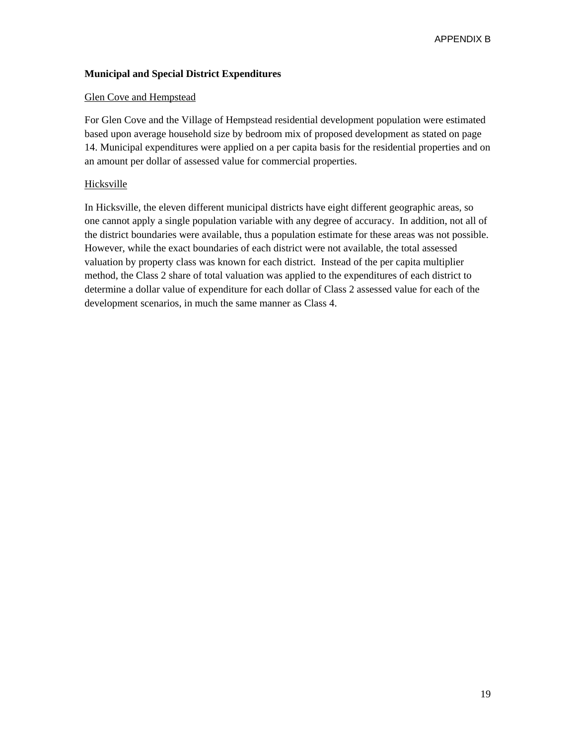## Municipal and Special District Expenditures

Glen Cove and Hempstead

For Glen Cove and the Village of Hempstead residential development population were estimated based upon average household size by bedroom mix of proposed development as stated on page 14. Municipal expenditures were applied on a per capita basis for the residential properties and on an amount per dollar of assessed value for commercial properties.

Hicksville

In Hicksville, the eleven different municipal districts have eight different geographic areas, so one cannot apply a single population variable with any degree of accuracy. In addition, not all of the district boundaries were available, thus a population estimate for these areas was not possible. However, while the exact boundaries of each district were not available, the total assessed valuation by property class was known for each district. Instead of the per capita multiplier method, the Class 2 share of total valuation was applied to the expenditures of each district to determine a dollar value of expenditure for each dollar of Class 2 assessed value for each of the development scenarios, in much the same manner as Class 4.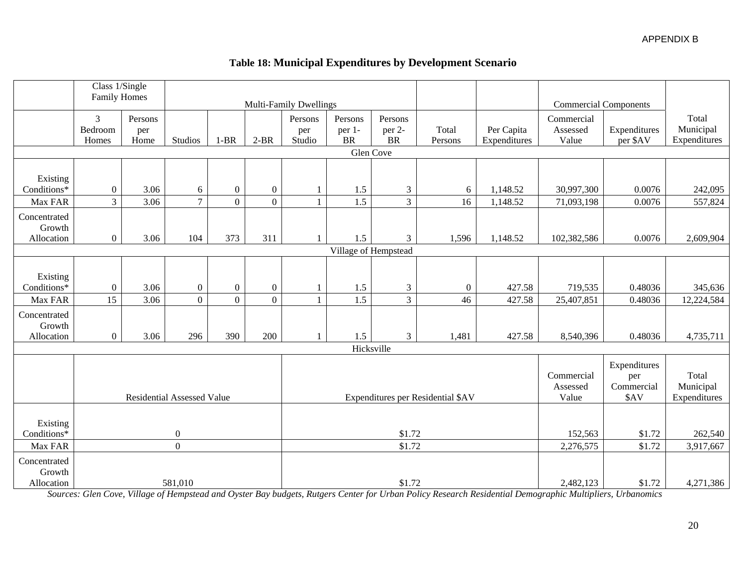APPENDIX B

## Table 18: Municipal Expenditures by Development Scenario

| | Class 1/Single Family Homes | | Multi-Family Dwellings | | | | | | | | Commercial Components | | |
|---|---|---|---|---|---|---|---|---|---|---|---|---|---|
| | 3 Bedroom Homes | Persons per Home | Studios | 1-BR | 2-BR | Persons per Studio | Persons per 1-BR | Persons per 2-BR | Total Persons | Per Capita Expenditures | Commercial Assessed Value | Expenditures per $AV | Total Municipal Expenditures |
| **Glen Cove** | | | | | | | | | | | | | |
| Existing Conditions* | 0 | 3.06 | 6 | 0 | 0 | 1 | 1.5 | 3 | 6 | 1,148.52 | 30,997,300 | 0.0076 | 242,095 |
| Max FAR | 3 | 3.06 | 7 | 0 | 0 | 1 | 1.5 | 3 | 16 | 1,148.52 | 71,093,198 | 0.0076 | 557,824 |
| Concentrated Growth Allocation | 0 | 3.06 | 104 | 373 | 311 | 1 | 1.5 | 3 | 1,596 | 1,148.52 | 102,382,586 | 0.0076 | 2,609,904 |
| **Village of Hempstead** | | | | | | | | | | | | | |
| Existing Conditions* | 0 | 3.06 | 0 | 0 | 0 | 1 | 1.5 | 3 | 0 | 427.58 | 719,535 | 0.48036 | 345,636 |
| Max FAR | 15 | 3.06 | 0 | 0 | 0 | 1 | 1.5 | 3 | 46 | 427.58 | 25,407,851 | 0.48036 | 12,224,584 |
| Concentrated Growth Allocation | 0 | 3.06 | 296 | 390 | 200 | 1 | 1.5 | 3 | 1,481 | 427.58 | 8,540,396 | 0.48036 | 4,735,711 |
| **Hicksville** | | | | | | | | | | | | | |
| | Residential Assessed Value | | | | | Expenditures per Residential $AV | | | | | Commercial Assessed Value | Expenditures per Commercial $AV | Total Municipal Expenditures |
| Existing Conditions* | 0 | | | | | $1.72 | | | | | 152,563 | $1.72 | 262,540 |
| Max FAR | 0 | | | | | $1.72 | | | | | 2,276,575 | $1.72 | 3,917,667 |
| Concentrated Growth Allocation | 581,010 | | | | | $1.72 | | | | | 2,482,123 | $1.72 | 4,271,386 |

*Sources: Glen Cove, Village of Hempstead and Oyster Bay budgets, Rutgers Center for Urban Policy Research Residential Demographic Multipliers, Urbanomics*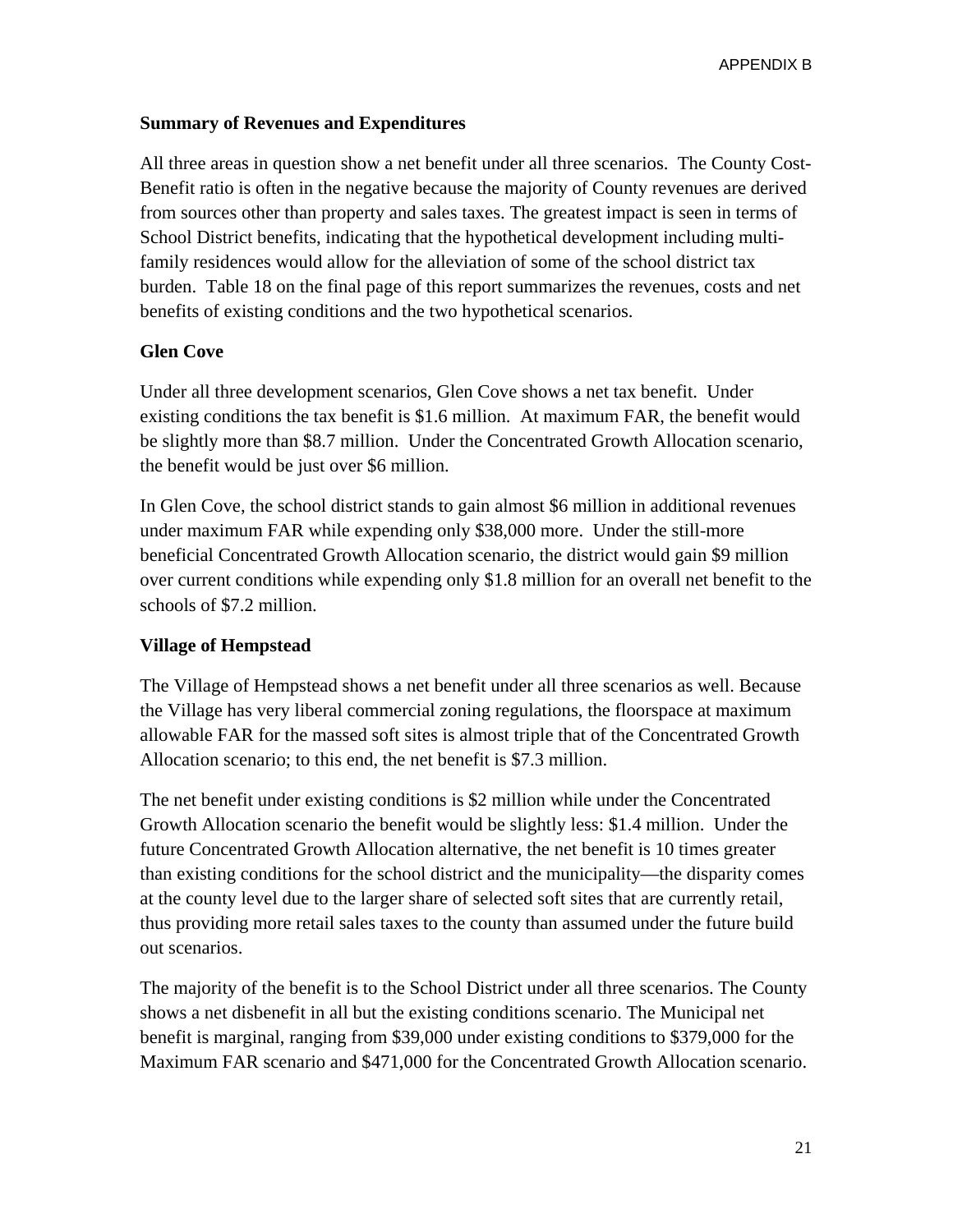**Summary of Revenues and Expenditures**

All three areas in question show a net benefit under all three scenarios. The County Cost-Benefit ratio is often in the negative because the majority of County revenues are derived from sources other than property and sales taxes. The greatest impact is seen in terms of School District benefits, indicating that the hypothetical development including multi-family residences would allow for the alleviation of some of the school district tax burden. Table 18 on the final page of this report summarizes the revenues, costs and net benefits of existing conditions and the two hypothetical scenarios.

**Glen Cove**

Under all three development scenarios, Glen Cove shows a net tax benefit. Under existing conditions the tax benefit is $1.6 million. At maximum FAR, the benefit would be slightly more than $8.7 million. Under the Concentrated Growth Allocation scenario, the benefit would be just over $6 million.

In Glen Cove, the school district stands to gain almost $6 million in additional revenues under maximum FAR while expending only $38,000 more. Under the still-more beneficial Concentrated Growth Allocation scenario, the district would gain $9 million over current conditions while expending only $1.8 million for an overall net benefit to the schools of $7.2 million.

**Village of Hempstead**

The Village of Hempstead shows a net benefit under all three scenarios as well. Because the Village has very liberal commercial zoning regulations, the floorspace at maximum allowable FAR for the massed soft sites is almost triple that of the Concentrated Growth Allocation scenario; to this end, the net benefit is $7.3 million.

The net benefit under existing conditions is $2 million while under the Concentrated Growth Allocation scenario the benefit would be slightly less: $1.4 million. Under the future Concentrated Growth Allocation alternative, the net benefit is 10 times greater than existing conditions for the school district and the municipality—the disparity comes at the county level due to the larger share of selected soft sites that are currently retail, thus providing more retail sales taxes to the county than assumed under the future build out scenarios.

The majority of the benefit is to the School District under all three scenarios. The County shows a net disbenefit in all but the existing conditions scenario. The Municipal net benefit is marginal, ranging from $39,000 under existing conditions to $379,000 for the Maximum FAR scenario and $471,000 for the Concentrated Growth Allocation scenario.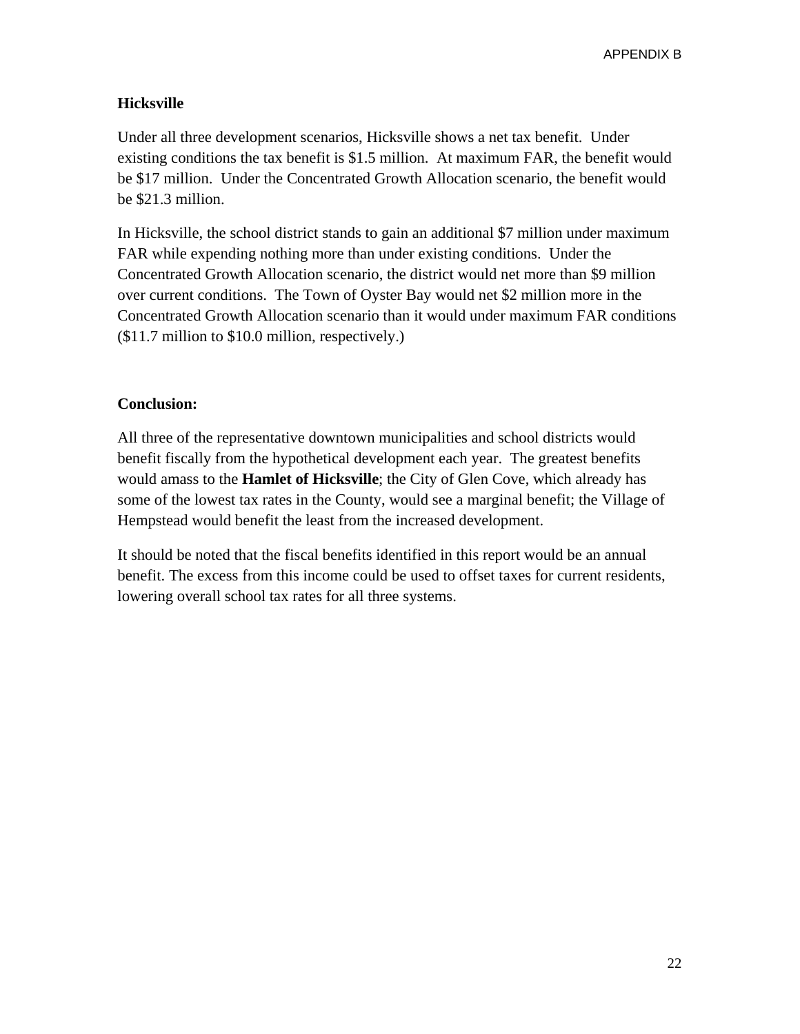**Hicksville**

Under all three development scenarios, Hicksville shows a net tax benefit. Under existing conditions the tax benefit is $1.5 million. At maximum FAR, the benefit would be $17 million. Under the Concentrated Growth Allocation scenario, the benefit would be $21.3 million.

In Hicksville, the school district stands to gain an additional $7 million under maximum FAR while expending nothing more than under existing conditions. Under the Concentrated Growth Allocation scenario, the district would net more than $9 million over current conditions. The Town of Oyster Bay would net $2 million more in the Concentrated Growth Allocation scenario than it would under maximum FAR conditions ($11.7 million to $10.0 million, respectively.)

**Conclusion:**

All three of the representative downtown municipalities and school districts would benefit fiscally from the hypothetical development each year. The greatest benefits would amass to the **Hamlet of Hicksville**; the City of Glen Cove, which already has some of the lowest tax rates in the County, would see a marginal benefit; the Village of Hempstead would benefit the least from the increased development.

It should be noted that the fiscal benefits identified in this report would be an annual benefit. The excess from this income could be used to offset taxes for current residents, lowering overall school tax rates for all three systems.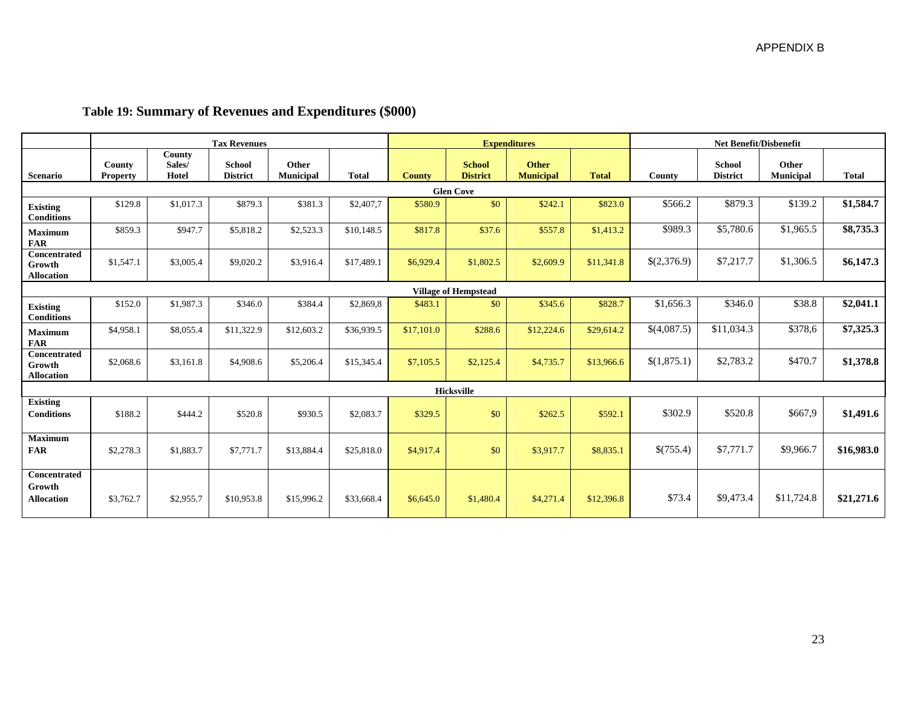APPENDIX B

## Table 19: Summary of Revenues and Expenditures ($000)

| | Tax Revenues | | | | | Expenditures | | | | Net Benefit/Disbenefit | | | |
|---|---|---|---|---|---|---|---|---|---|---|---|---|---|
| **Scenario** | **County Property** | **County Sales/ Hotel** | **School District** | **Other Municipal** | **Total** | **County** | **School District** | **Other Municipal** | **Total** | **County** | **School District** | **Other Municipal** | **Total** |
| **Glen Cove** | | | | | | | | | | | | | |
| **Existing Conditions** | $129.8 | $1,017.3 | $879.3 | $381.3 | $2,407,7 | $580.9 | $0 | $242.1 | $823.0 | $566.2 | $879.3 | $139.2 | **$1,584.7** |
| **Maximum FAR** | $859.3 | $947.7 | $5,818.2 | $2,523.3 | $10,148.5 | $817.8 | $37.6 | $557.8 | $1,413.2 | $989.3 | $5,780.6 | $1,965.5 | **$8,735.3** |
| **Concentrated Growth Allocation** | $1,547.1 | $3,005.4 | $9,020.2 | $3,916.4 | $17,489.1 | $6,929.4 | $1,802.5 | $2,609.9 | $11,341.8 | $(2,376.9) | $7,217.7 | $1,306.5 | **$6,147.3** |
| **Village of Hempstead** | | | | | | | | | | | | | |
| **Existing Conditions** | $152.0 | $1,987.3 | $346.0 | $384.4 | $2,869,8 | $483.1 | $0 | $345.6 | $828.7 | $1,656.3 | $346.0 | $38.8 | **$2,041.1** |
| **Maximum FAR** | $4,958.1 | $8,055.4 | $11,322.9 | $12,603.2 | $36,939.5 | $17,101.0 | $288.6 | $12,224.6 | $29,614.2 | $(4,087.5) | $11,034.3 | $378,6 | **$7,325.3** |
| **Concentrated Growth Allocation** | $2,068.6 | $3,161.8 | $4,908.6 | $5,206.4 | $15,345.4 | $7,105.5 | $2,125.4 | $4,735.7 | $13,966.6 | $(1,875.1) | $2,783.2 | $470.7 | **$1,378.8** |
| **Hicksville** | | | | | | | | | | | | | |
| **Existing Conditions** | $188.2 | $444.2 | $520.8 | $930.5 | $2,083.7 | $329.5 | $0 | $262.5 | $592.1 | $302.9 | $520.8 | $667,9 | **$1,491.6** |
| **Maximum FAR** | $2,278.3 | $1,883.7 | $7,771.7 | $13,884.4 | $25,818.0 | $4,917.4 | $0 | $3,917.7 | $8,835.1 | $(755.4) | $7,771.7 | $9,966.7 | **$16,983.0** |
| **Concentrated Growth Allocation** | $3,762.7 | $2,955.7 | $10,953.8 | $15,996.2 | $33,668.4 | $6,645.0 | $1,480.4 | $4,271.4 | $12,396.8 | $73.4 | $9,473.4 | $11,724.8 | **$21,271.6** |